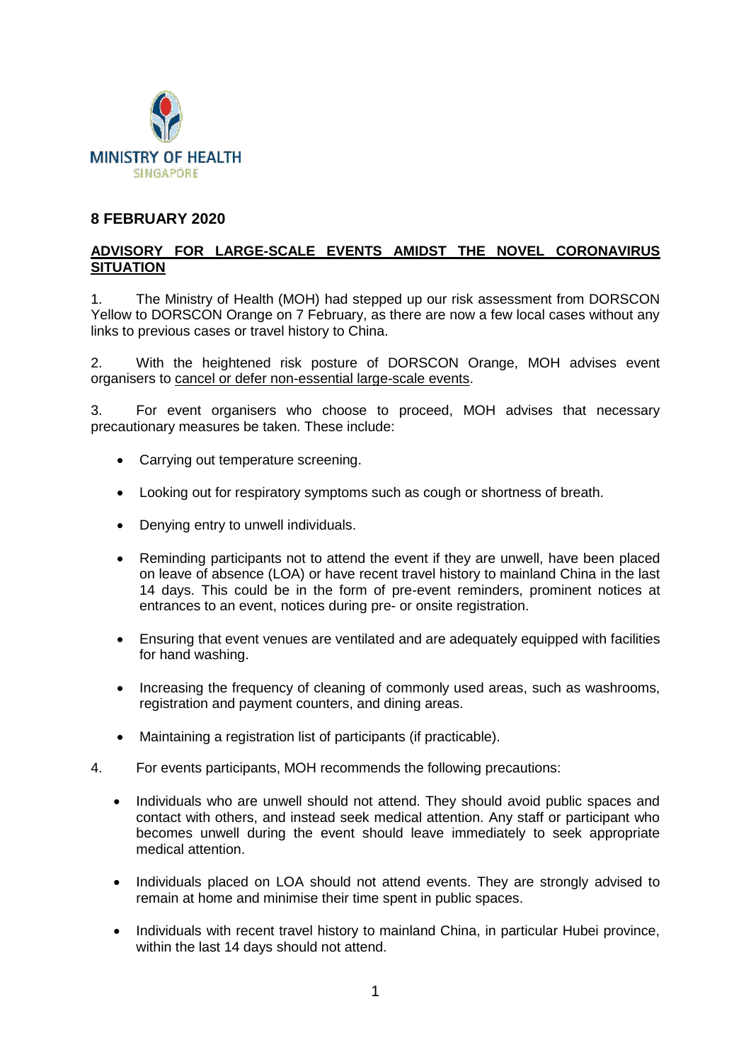MINISTRY OF HEALTH
SINGAPORE

**8 FEBRUARY 2020**

## ADVISORY FOR LARGE-SCALE EVENTS AMIDST THE NOVEL CORONAVIRUS SITUATION

1. The Ministry of Health (MOH) had stepped up our risk assessment from DORSCON Yellow to DORSCON Orange on 7 February, as there are now a few local cases without any links to previous cases or travel history to China.

2. With the heightened risk posture of DORSCON Orange, MOH advises event organisers to cancel or defer non-essential large-scale events.

3. For event organisers who choose to proceed, MOH advises that necessary precautionary measures be taken. These include:

- Carrying out temperature screening.
- Looking out for respiratory symptoms such as cough or shortness of breath.
- Denying entry to unwell individuals.
- Reminding participants not to attend the event if they are unwell, have been placed on leave of absence (LOA) or have recent travel history to mainland China in the last 14 days. This could be in the form of pre-event reminders, prominent notices at entrances to an event, notices during pre- or onsite registration.
- Ensuring that event venues are ventilated and are adequately equipped with facilities for hand washing.
- Increasing the frequency of cleaning of commonly used areas, such as washrooms, registration and payment counters, and dining areas.
- Maintaining a registration list of participants (if practicable).

4. For events participants, MOH recommends the following precautions:

- Individuals who are unwell should not attend. They should avoid public spaces and contact with others, and instead seek medical attention. Any staff or participant who becomes unwell during the event should leave immediately to seek appropriate medical attention.
- Individuals placed on LOA should not attend events. They are strongly advised to remain at home and minimise their time spent in public spaces.
- Individuals with recent travel history to mainland China, in particular Hubei province, within the last 14 days should not attend.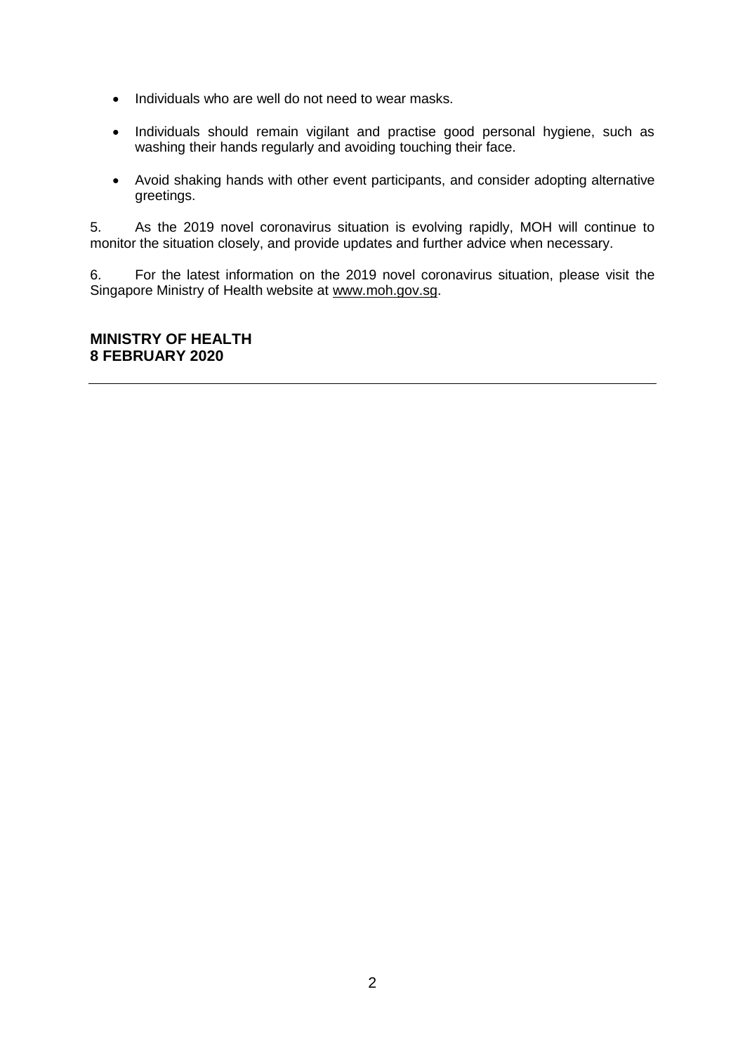- Individuals who are well do not need to wear masks.
- Individuals should remain vigilant and practise good personal hygiene, such as washing their hands regularly and avoiding touching their face.
- Avoid shaking hands with other event participants, and consider adopting alternative greetings.

5. As the 2019 novel coronavirus situation is evolving rapidly, MOH will continue to monitor the situation closely, and provide updates and further advice when necessary.

6. For the latest information on the 2019 novel coronavirus situation, please visit the Singapore Ministry of Health website at www.moh.gov.sg.

**MINISTRY OF HEALTH**
**8 FEBRUARY 2020**

---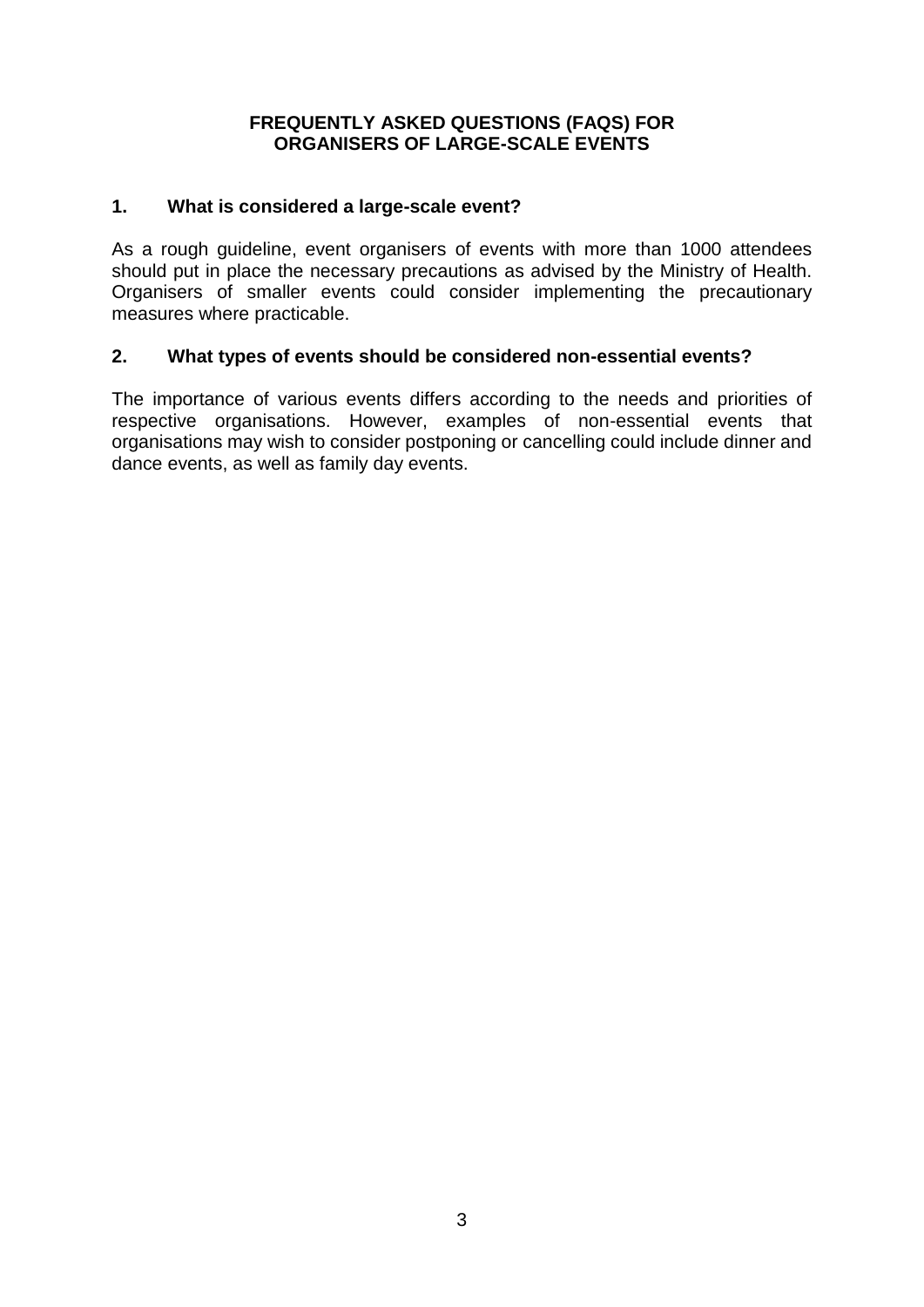# FREQUENTLY ASKED QUESTIONS (FAQS) FOR ORGANISERS OF LARGE-SCALE EVENTS

## 1. What is considered a large-scale event?

As a rough guideline, event organisers of events with more than 1000 attendees should put in place the necessary precautions as advised by the Ministry of Health. Organisers of smaller events could consider implementing the precautionary measures where practicable.

## 2. What types of events should be considered non-essential events?

The importance of various events differs according to the needs and priorities of respective organisations. However, examples of non-essential events that organisations may wish to consider postponing or cancelling could include dinner and dance events, as well as family day events.